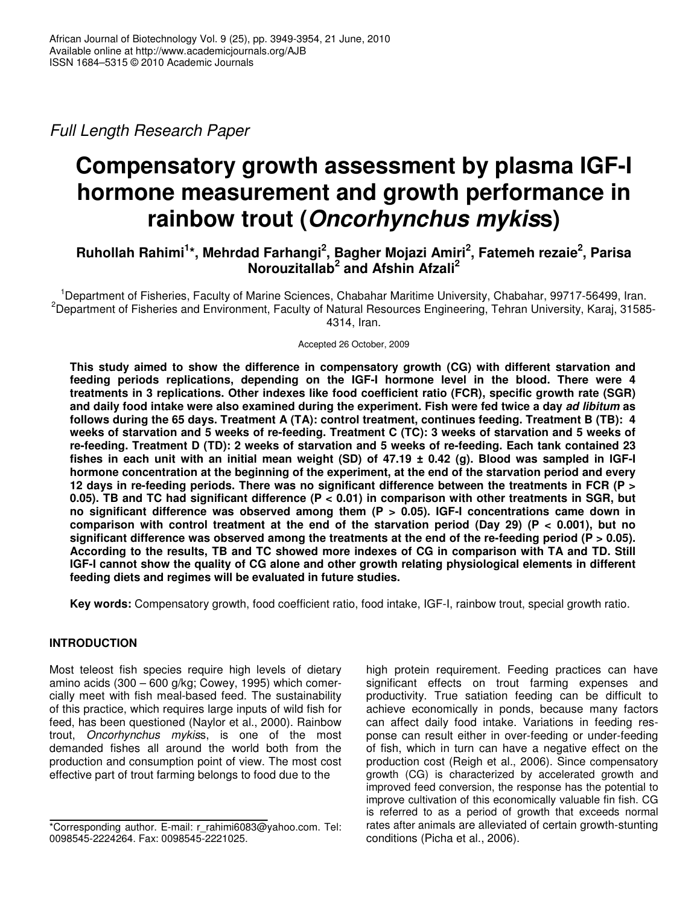Full Length Research Paper

# Compensatory growth assessment by plasma IGF-I hormone measurement and growth performance in rainbow trout (*Oncorhynchus mykis*s)

**Ruhollah Rahimi[1]*, Mehrdad Farhangi[2], Bagher Mojazi Amiri[2], Fatemeh rezaie[2], Parisa Norouzitallab[2] and Afshin Afzali[2]**

[1]Department of Fisheries, Faculty of Marine Sciences, Chabahar Maritime University, Chabahar, 99717-56499, Iran.
[2]Department of Fisheries and Environment, Faculty of Natural Resources Engineering, Tehran University, Karaj, 31585-4314, Iran.

Accepted 26 October, 2009

**This study aimed to show the difference in compensatory growth (CG) with different starvation and feeding periods replications, depending on the IGF-I hormone level in the blood. There were 4 treatments in 3 replications. Other indexes like food coefficient ratio (FCR), specific growth rate (SGR) and daily food intake were also examined during the experiment. Fish were fed twice a day *ad libitum* as follows during the 65 days. Treatment A (TA): control treatment, continues feeding. Treatment B (TB): 4 weeks of starvation and 5 weeks of re-feeding. Treatment C (TC): 3 weeks of starvation and 5 weeks of re-feeding. Treatment D (TD): 2 weeks of starvation and 5 weeks of re-feeding. Each tank contained 23 fishes in each unit with an initial mean weight (SD) of 47.19 ± 0.42 (g). Blood was sampled in IGF-I hormone concentration at the beginning of the experiment, at the end of the starvation period and every 12 days in re-feeding periods. There was no significant difference between the treatments in FCR ($P > 0.05$). TB and TC had significant difference ($P < 0.01$) in comparison with other treatments in SGR, but no significant difference was observed among them ($P > 0.05$). IGF-I concentrations came down in comparison with control treatment at the end of the starvation period (Day 29) ($P < 0.001$), but no significant difference was observed among the treatments at the end of the re-feeding period ($P > 0.05$). According to the results, TB and TC showed more indexes of CG in comparison with TA and TD. Still IGF-I cannot show the quality of CG alone and other growth relating physiological elements in different feeding diets and regimes will be evaluated in future studies.**

**Key words:** Compensatory growth, food coefficient ratio, food intake, IGF-I, rainbow trout, special growth ratio.

## INTRODUCTION

Most teleost fish species require high levels of dietary amino acids (300 – 600 g/kg; Cowey, 1995) which comercially meet with fish meal-based feed. The sustainability of this practice, which requires large inputs of wild fish for feed, has been questioned (Naylor et al., 2000). Rainbow trout, *Oncorhynchus mykis*s, is one of the most demanded fishes all around the world both from the production and consumption point of view. The most cost effective part of trout farming belongs to food due to the high protein requirement. Feeding practices can have significant effects on trout farming expenses and productivity. True satiation feeding can be difficult to achieve economically in ponds, because many factors can affect daily food intake. Variations in feeding response can result either in over-feeding or under-feeding of fish, which in turn can have a negative effect on the production cost (Reigh et al., 2006). Since compensatory growth (CG) is characterized by accelerated growth and improved feed conversion, the response has the potential to improve cultivation of this economically valuable fin fish. CG is referred to as a period of growth that exceeds normal rates after animals are alleviated of certain growth-stunting conditions (Picha et al., 2006).

*Corresponding author. E-mail: r_rahimi6083@yahoo.com. Tel: 0098545-2224264. Fax: 0098545-2221025.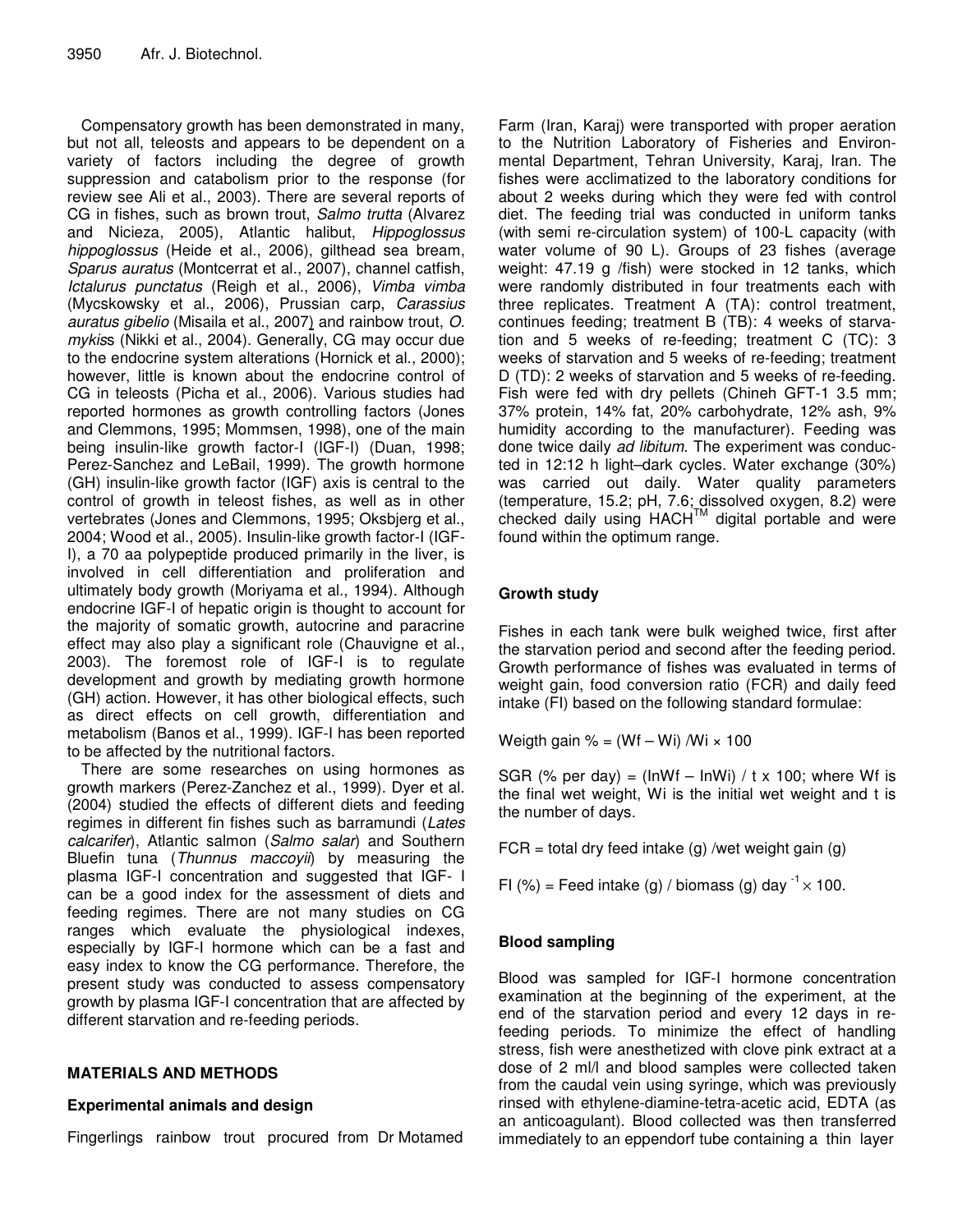Compensatory growth has been demonstrated in many, but not all, teleosts and appears to be dependent on a variety of factors including the degree of growth suppression and catabolism prior to the response (for review see Ali et al., 2003). There are several reports of CG in fishes, such as brown trout, *Salmo trutta* (Alvarez and Nicieza, 2005), Atlantic halibut, *Hippoglossus hippoglossus* (Heide et al., 2006), gilthead sea bream, *Sparus auratus* (Montcerrat et al., 2007), channel catfish, *Ictalurus punctatus* (Reigh et al., 2006), *Vimba vimba* (Mycskowsky et al., 2006), Prussian carp, *Carassius auratus gibelio* (Misaila et al., 2007) and rainbow trout, *O. mykiss* (Nikki et al., 2004). Generally, CG may occur due to the endocrine system alterations (Hornick et al., 2000); however, little is known about the endocrine control of CG in teleosts (Picha et al., 2006). Various studies had reported hormones as growth controlling factors (Jones and Clemmons, 1995; Mommsen, 1998), one of the main being insulin-like growth factor-I (IGF-I) (Duan, 1998; Perez-Sanchez and LeBail, 1999). The growth hormone (GH) insulin-like growth factor (IGF) axis is central to the control of growth in teleost fishes, as well as in other vertebrates (Jones and Clemmons, 1995; Oksbjerg et al., 2004; Wood et al., 2005). Insulin-like growth factor-I (IGF-I), a 70 aa polypeptide produced primarily in the liver, is involved in cell differentiation and proliferation and ultimately body growth (Moriyama et al., 1994). Although endocrine IGF-I of hepatic origin is thought to account for the majority of somatic growth, autocrine and paracrine effect may also play a significant role (Chauvigne et al., 2003). The foremost role of IGF-I is to regulate development and growth by mediating growth hormone (GH) action. However, it has other biological effects, such as direct effects on cell growth, differentiation and metabolism (Banos et al., 1999). IGF-I has been reported to be affected by the nutritional factors.

There are some researches on using hormones as growth markers (Perez-Zanchez et al., 1999). Dyer et al. (2004) studied the effects of different diets and feeding regimes in different fin fishes such as barramundi (*Lates calcarifer*), Atlantic salmon (*Salmo salar*) and Southern Bluefin tuna (*Thunnus maccoyii*) by measuring the plasma IGF-I concentration and suggested that IGF- I can be a good index for the assessment of diets and feeding regimes. There are not many studies on CG ranges which evaluate the physiological indexes, especially by IGF-I hormone which can be a fast and easy index to know the CG performance. Therefore, the present study was conducted to assess compensatory growth by plasma IGF-I concentration that are affected by different starvation and re-feeding periods.

## MATERIALS AND METHODS

### Experimental animals and design

Fingerlings rainbow trout procured from Dr Motamed Farm (Iran, Karaj) were transported with proper aeration to the Nutrition Laboratory of Fisheries and Environmental Department, Tehran University, Karaj, Iran. The fishes were acclimatized to the laboratory conditions for about 2 weeks during which they were fed with control diet. The feeding trial was conducted in uniform tanks (with semi re-circulation system) of 100-L capacity (with water volume of 90 L). Groups of 23 fishes (average weight: 47.19 g /fish) were stocked in 12 tanks, which were randomly distributed in four treatments each with three replicates. Treatment A (TA): control treatment, continues feeding; treatment B (TB): 4 weeks of starvation and 5 weeks of re-feeding; treatment C (TC): 3 weeks of starvation and 5 weeks of re-feeding; treatment D (TD): 2 weeks of starvation and 5 weeks of re-feeding. Fish were fed with dry pellets (Chineh GFT-1 3.5 mm; 37% protein, 14% fat, 20% carbohydrate, 12% ash, 9% humidity according to the manufacturer). Feeding was done twice daily *ad libitum*. The experiment was conducted in 12:12 h light–dark cycles. Water exchange (30%) was carried out daily. Water quality parameters (temperature, 15.2; pH, 7.6; dissolved oxygen, 8.2) were checked daily using HACH™ digital portable and were found within the optimum range.

### Growth study

Fishes in each tank were bulk weighed twice, first after the starvation period and second after the feeding period. Growth performance of fishes was evaluated in terms of weight gain, food conversion ratio (FCR) and daily feed intake (FI) based on the following standard formulae:

Weigth gain % = (Wf – Wi) /Wi × 100

SGR (% per day) = (lnWf – lnWi) / t x 100; where Wf is the final wet weight, Wi is the initial wet weight and t is the number of days.

FCR = total dry feed intake (g) /wet weight gain (g)

FI (%) = Feed intake (g) / biomass (g) day $^{-1}$ × 100.

### Blood sampling

Blood was sampled for IGF-I hormone concentration examination at the beginning of the experiment, at the end of the starvation period and every 12 days in re-feeding periods. To minimize the effect of handling stress, fish were anesthetized with clove pink extract at a dose of 2 ml/l and blood samples were collected taken from the caudal vein using syringe, which was previously rinsed with ethylene-diamine-tetra-acetic acid, EDTA (as an anticoagulant). Blood collected was then transferred immediately to an eppendorf tube containing a thin layer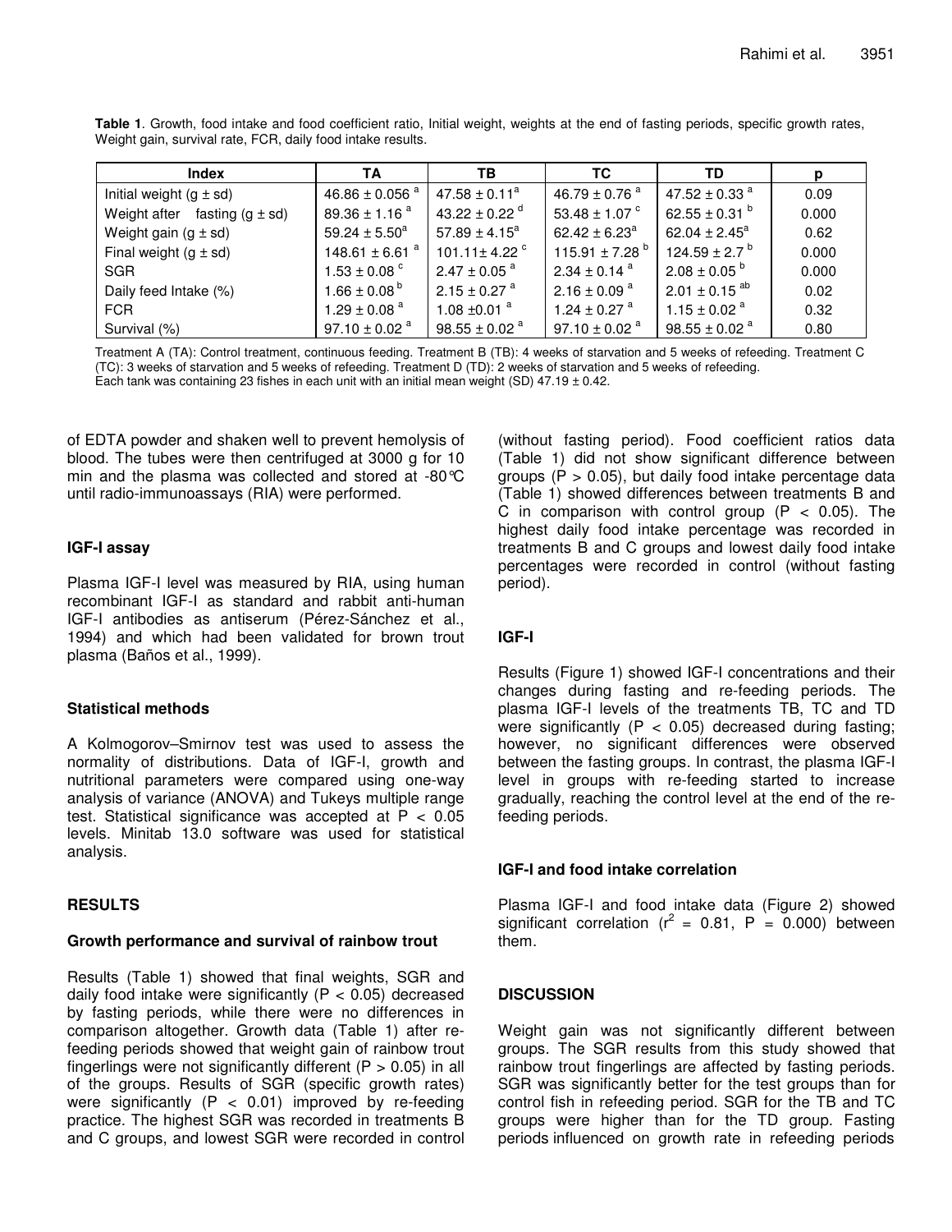**Table 1**. Growth, food intake and food coefficient ratio, Initial weight, weights at the end of fasting periods, specific growth rates, Weight gain, survival rate, FCR, daily food intake results.

| Index | TA | TB | TC | TD | p |
|---|---|---|---|---|---|
| Initial weight (g ± sd) | $46.86 \pm 0.056^{a}$ | $47.58 \pm 0.11^{a}$ | $46.79 \pm 0.76^{a}$ | $47.52 \pm 0.33^{a}$ | 0.09 |
| Weight after fasting (g ± sd) | $89.36 \pm 1.16^{a}$ | $43.22 \pm 0.22^{d}$ | $53.48 \pm 1.07^{c}$ | $62.55 \pm 0.31^{b}$ | 0.000 |
| Weight gain (g ± sd) | $59.24 \pm 5.50^{a}$ | $57.89 \pm 4.15^{a}$ | $62.42 \pm 6.23^{a}$ | $62.04 \pm 2.45^{a}$ | 0.62 |
| Final weight (g ± sd) | $148.61 \pm 6.61^{a}$ | $101.11 \pm 4.22^{c}$ | $115.91 \pm 7.28^{b}$ | $124.59 \pm 2.7^{b}$ | 0.000 |
| SGR | $1.53 \pm 0.08^{c}$ | $2.47 \pm 0.05^{a}$ | $2.34 \pm 0.14^{a}$ | $2.08 \pm 0.05^{b}$ | 0.000 |
| Daily feed Intake (%) | $1.66 \pm 0.08^{b}$ | $2.15 \pm 0.27^{a}$ | $2.16 \pm 0.09^{a}$ | $2.01 \pm 0.15^{ab}$ | 0.02 |
| FCR | $1.29 \pm 0.08^{a}$ | $1.08 \pm 0.01^{a}$ | $1.24 \pm 0.27^{a}$ | $1.15 \pm 0.02^{a}$ | 0.32 |
| Survival (%) | $97.10 \pm 0.02^{a}$ | $98.55 \pm 0.02^{a}$ | $97.10 \pm 0.02^{a}$ | $98.55 \pm 0.02^{a}$ | 0.80 |

Treatment A (TA): Control treatment, continuous feeding. Treatment B (TB): 4 weeks of starvation and 5 weeks of refeeding. Treatment C (TC): 3 weeks of starvation and 5 weeks of refeeding. Treatment D (TD): 2 weeks of starvation and 5 weeks of refeeding.
Each tank was containing 23 fishes in each unit with an initial mean weight (SD) 47.19 ± 0.42.

of EDTA powder and shaken well to prevent hemolysis of blood. The tubes were then centrifuged at 3000 g for 10 min and the plasma was collected and stored at -80°C until radio-immunoassays (RIA) were performed.

### IGF-I assay

Plasma IGF-I level was measured by RIA, using human recombinant IGF-I as standard and rabbit anti-human IGF-I antibodies as antiserum (Pérez-Sánchez et al., 1994) and which had been validated for brown trout plasma (Baños et al., 1999).

### Statistical methods

A Kolmogorov–Smirnov test was used to assess the normality of distributions. Data of IGF-I, growth and nutritional parameters were compared using one-way analysis of variance (ANOVA) and Tukeys multiple range test. Statistical significance was accepted at $P < 0.05$ levels. Minitab 13.0 software was used for statistical analysis.

## RESULTS

### Growth performance and survival of rainbow trout

Results (Table 1) showed that final weights, SGR and daily food intake were significantly ($P < 0.05$) decreased by fasting periods, while there were no differences in comparison altogether. Growth data (Table 1) after re-feeding periods showed that weight gain of rainbow trout fingerlings were not significantly different ($P > 0.05$) in all of the groups. Results of SGR (specific growth rates) were significantly ($P < 0.01$) improved by re-feeding practice. The highest SGR was recorded in treatments B and C groups, and lowest SGR were recorded in control (without fasting period). Food coefficient ratios data (Table 1) did not show significant difference between groups ($P > 0.05$), but daily food intake percentage data (Table 1) showed differences between treatments B and C in comparison with control group ($P < 0.05$). The highest daily food intake percentage was recorded in treatments B and C groups and lowest daily food intake percentages were recorded in control (without fasting period).

### IGF-I

Results (Figure 1) showed IGF-I concentrations and their changes during fasting and re-feeding periods. The plasma IGF-I levels of the treatments TB, TC and TD were significantly ($P < 0.05$) decreased during fasting; however, no significant differences were observed between the fasting groups. In contrast, the plasma IGF-I level in groups with re-feeding started to increase gradually, reaching the control level at the end of the re-feeding periods.

### IGF-I and food intake correlation

Plasma IGF-I and food intake data (Figure 2) showed significant correlation ($r^2 = 0.81$, $P = 0.000$) between them.

## DISCUSSION

Weight gain was not significantly different between groups. The SGR results from this study showed that rainbow trout fingerlings are affected by fasting periods. SGR was significantly better for the test groups than for control fish in refeeding period. SGR for the TB and TC groups were higher than for the TD group. Fasting periods influenced on growth rate in refeeding periods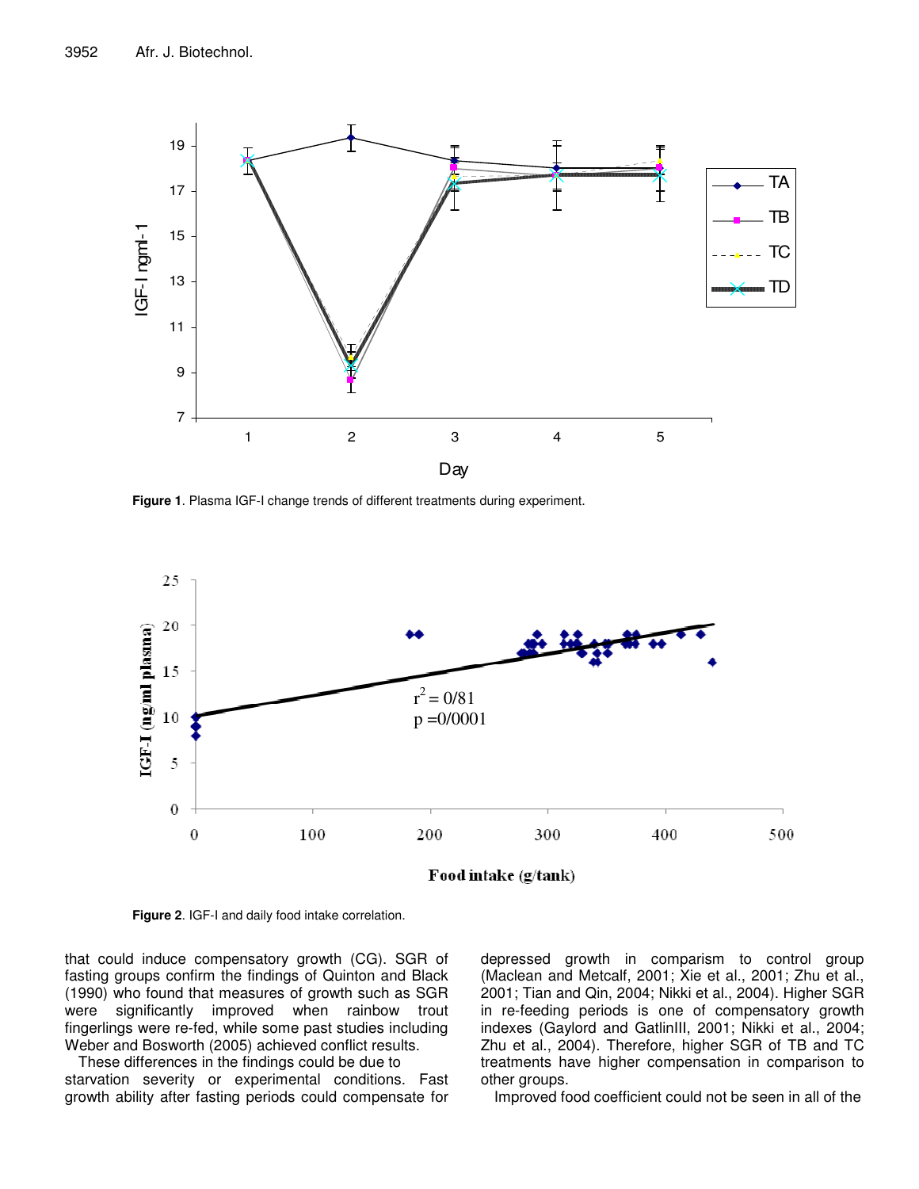**Figure 1**. Plasma IGF-I change trends of different treatments during experiment.

**Figure 2**. IGF-I and daily food intake correlation.

that could induce compensatory growth (CG). SGR of fasting groups confirm the findings of Quinton and Black (1990) who found that measures of growth such as SGR were significantly improved when rainbow trout fingerlings were re-fed, while some past studies including Weber and Bosworth (2005) achieved conflict results.

These differences in the findings could be due to starvation severity or experimental conditions. Fast growth ability after fasting periods could compensate for depressed growth in comparism to control group (Maclean and Metcalf, 2001; Xie et al., 2001; Zhu et al., 2001; Tian and Qin, 2004; Nikki et al., 2004). Higher SGR in re-feeding periods is one of compensatory growth indexes (Gaylord and GatlinIII, 2001; Nikki et al., 2004; Zhu et al., 2004). Therefore, higher SGR of TB and TC treatments have higher compensation in comparison to other groups.

Improved food coefficient could not be seen in all of the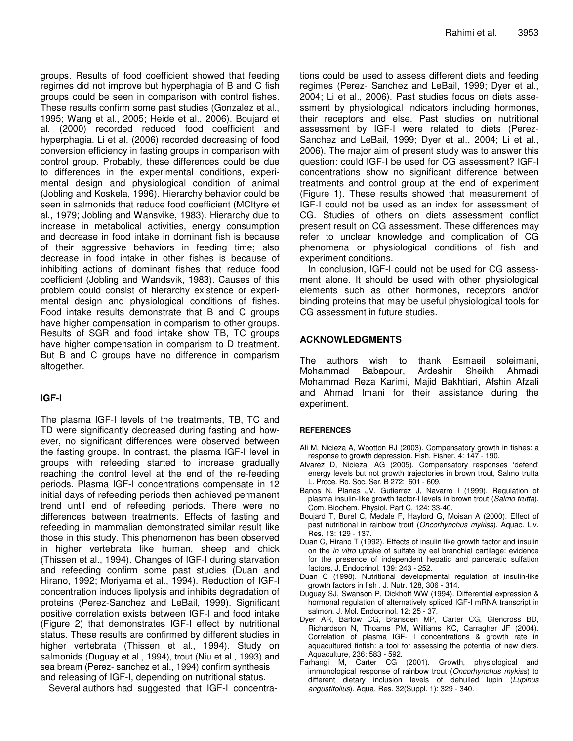groups. Results of food coefficient showed that feeding regimes did not improve but hyperphagia of B and C fish groups could be seen in comparison with control fishes. These results confirm some past studies (Gonzalez et al., 1995; Wang et al., 2005; Heide et al., 2006). Boujard et al. (2000) recorded reduced food coefficient and hyperphagia. Li et al. (2006) recorded decreasing of food conversion efficiency in fasting groups in comparison with control group. Probably, these differences could be due to differences in the experimental conditions, experimental design and physiological condition of animal (Jobling and Koskela, 1996). Hierarchy behavior could be seen in salmonids that reduce food coefficient (MCltyre et al., 1979; Jobling and Wansvike, 1983). Hierarchy due to increase in metabolical activities, energy consumption and decrease in food intake in dominant fish is because of their aggressive behaviors in feeding time; also decrease in food intake in other fishes is because of inhibiting actions of dominant fishes that reduce food coefficient (Jobling and Wandsvik, 1983). Causes of this problem could consist of hierarchy existence or experimental design and physiological conditions of fishes. Food intake results demonstrate that B and C groups have higher compensation in comparism to other groups. Results of SGR and food intake show TB, TC groups have higher compensation in comparism to D treatment. But B and C groups have no difference in comparism altogether.

## IGF-I

The plasma IGF-I levels of the treatments, TB, TC and TD were significantly decreased during fasting and however, no significant differences were observed between the fasting groups. In contrast, the plasma IGF-I level in groups with refeeding started to increase gradually reaching the control level at the end of the re-feeding periods. Plasma IGF-I concentrations compensate in 12 initial days of refeeding periods then achieved permanent trend until end of refeeding periods. There were no differences between treatments. Effects of fasting and refeeding in mammalian demonstrated similar result like those in this study. This phenomenon has been observed in higher vertebrata like human, sheep and chick (Thissen et al., 1994). Changes of IGF-I during starvation and refeeding confirm some past studies (Duan and Hirano, 1992; Moriyama et al., 1994). Reduction of IGF-I concentration induces lipolysis and inhibits degradation of proteins (Perez-Sanchez and LeBail, 1999). Significant positive correlation exists between IGF-I and food intake (Figure 2) that demonstrates IGF-I effect by nutritional status. These results are confirmed by different studies in higher vertebrata (Thissen et al., 1994). Study on salmonids (Duguay et al., 1994), trout (Niu et al., 1993) and sea bream (Perez- sanchez et al., 1994) confirm synthesis and releasing of IGF-I, depending on nutritional status.

Several authors had suggested that IGF-I concentrations could be used to assess different diets and feeding regimes (Perez- Sanchez and LeBail, 1999; Dyer et al., 2004; Li et al., 2006). Past studies focus on diets assessment by physiological indicators including hormones, their receptors and else. Past studies on nutritional assessment by IGF-I were related to diets (Perez-Sanchez and LeBail, 1999; Dyer et al., 2004; Li et al., 2006). The major aim of present study was to answer this question: could IGF-I be used for CG assessment? IGF-I concentrations show no significant difference between treatments and control group at the end of experiment (Figure 1). These results showed that measurement of IGF-I could not be used as an index for assessment of CG. Studies of others on diets assessment conflict present result on CG assessment. These differences may refer to unclear knowledge and complication of CG phenomena or physiological conditions of fish and experiment conditions.

In conclusion, IGF-I could not be used for CG assessment alone. It should be used with other physiological elements such as other hormones, receptors and/or binding proteins that may be useful physiological tools for CG assessment in future studies.

## ACKNOWLEDGMENTS

The authors wish to thank Esmaeil soleimani, Mohammad Babapour, Ardeshir Sheikh Ahmadi Mohammad Reza Karimi, Majid Bakhtiari, Afshin Afzali and Ahmad Imani for their assistance during the experiment.

## REFERENCES

Ali M, Nicieza A, Wootton RJ (2003). Compensatory growth in fishes: a response to growth depression. Fish. Fisher. 4: 147 - 190.

Alvarez D, Nicieza, AG (2005). Compensatory responses 'defend' energy levels but not growth trajectories in brown trout, Salmo trutta L. Proce. Ro. Soc. Ser. B 272: 601 - 609.

Banos N, Planas JV, Gutierrez J, Navarro I (1999). Regulation of plasma insulin-like growth factor-I levels in brown trout (*Salmo trutta*). Com. Biochem. Physiol. Part C, 124: 33-40.

Boujard T, Burel C, Medale F, Haylord G, Moisan A (2000). Effect of past nutritional in rainbow trout (*Oncorhynchus mykiss*). Aquac. Liv. Res. 13: 129 - 137.

Duan C, Hirano T (1992). Effects of insulin like growth factor and insulin on the *in vitro* uptake of sulfate by eel branchial cartilage: evidence for the presence of independent hepatic and panceratic sulfation factors. J. Endocrinol. 139: 243 - 252.

Duan C (1998). Nutritional developmental regulation of insulin-like growth factors in fish . J. Nutr. 128, 306 - 314.

Duguay SJ, Swanson P, Dickhoff WW (1994). Differential expression & hormonal regulation of alternatively spliced IGF-I mRNA transcript in salmon. J. Mol. Endocrinol. 12: 25 - 37.

Dyer AR, Barlow CG, Bransden MP, Carter CG, Glencross BD, Richardson N, Thoams PM, Williams KC, Carragher JF (2004). Correlation of plasma IGF- I concentrations & growth rate in aquacultured finfish: a tool for assessing the potential of new diets. Aquaculture, 236: 583 - 592.

Farhangi M, Carter CG (2001). Growth, physiological and immunological response of rainbow trout (*Oncorhynchus mykiss*) to different dietary inclusion levels of dehulled lupin (*Lupinus angustifolius*). Aqua. Res. 32(Suppl. 1): 329 - 340.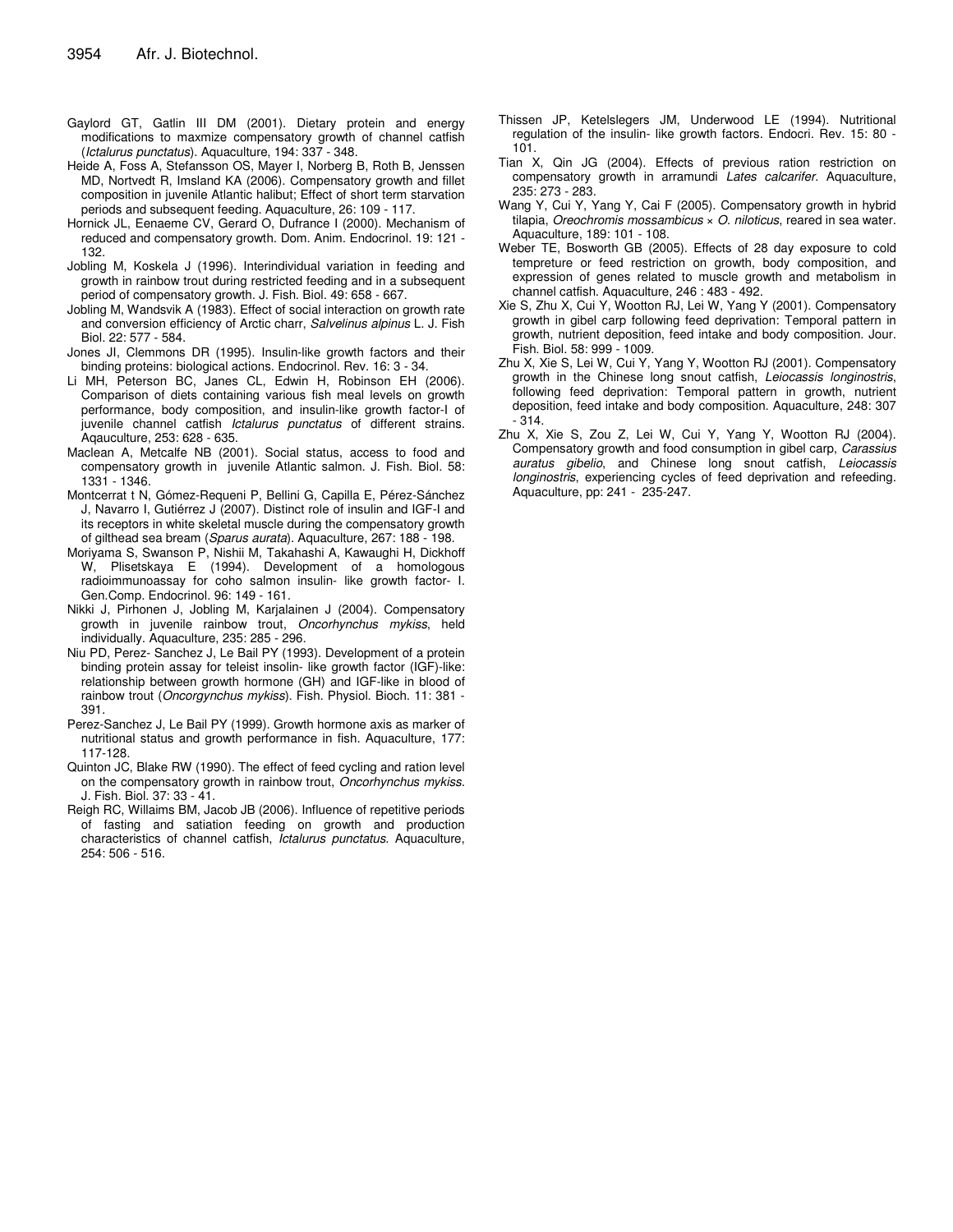Gaylord GT, Gatlin III DM (2001). Dietary protein and energy modifications to maxmize compensatory growth of channel catfish (*Ictalurus punctatus*). Aquaculture, 194: 337 - 348.

Heide A, Foss A, Stefansson OS, Mayer I, Norberg B, Roth B, Jenssen MD, Nortvedt R, Imsland KA (2006). Compensatory growth and fillet composition in juvenile Atlantic halibut; Effect of short term starvation periods and subsequent feeding. Aquaculture, 26: 109 - 117.

Hornick JL, Eenaeme CV, Gerard O, Dufrance I (2000). Mechanism of reduced and compensatory growth. Dom. Anim. Endocrinol. 19: 121 - 132.

Jobling M, Koskela J (1996). Interindividual variation in feeding and growth in rainbow trout during restricted feeding and in a subsequent period of compensatory growth. J. Fish. Biol. 49: 658 - 667.

Jobling M, Wandsvik A (1983). Effect of social interaction on growth rate and conversion efficiency of Arctic charr, *Salvelinus alpinus* L. J. Fish Biol. 22: 577 - 584.

Jones JI, Clemmons DR (1995). Insulin-like growth factors and their binding proteins: biological actions. Endocrinol. Rev. 16: 3 - 34.

Li MH, Peterson BC, Janes CL, Edwin H, Robinson EH (2006). Comparison of diets containing various fish meal levels on growth performance, body composition, and insulin-like growth factor-I of juvenile channel catfish *Ictalurus punctatus* of different strains. Aqauculture, 253: 628 - 635.

Maclean A, Metcalfe NB (2001). Social status, access to food and compensatory growth in juvenile Atlantic salmon. J. Fish. Biol. 58: 1331 - 1346.

Montcerrat t N, Gómez-Requeni P, Bellini G, Capilla E, Pérez-Sánchez J, Navarro I, Gutiérrez J (2007). Distinct role of insulin and IGF-I and its receptors in white skeletal muscle during the compensatory growth of gilthead sea bream (*Sparus aurata*). Aquaculture, 267: 188 - 198.

Moriyama S, Swanson P, Nishii M, Takahashi A, Kawaughi H, Dickhoff W, Plisetskaya E (1994). Development of a homologous radioimmunoassay for coho salmon insulin- like growth factor- I. Gen.Comp. Endocrinol. 96: 149 - 161.

Nikki J, Pirhonen J, Jobling M, Karjalainen J (2004). Compensatory growth in juvenile rainbow trout, *Oncorhynchus mykiss*, held individually. Aquaculture, 235: 285 - 296.

Niu PD, Perez- Sanchez J, Le Bail PY (1993). Development of a protein binding protein assay for teleist insolin- like growth factor (IGF)-like: relationship between growth hormone (GH) and IGF-like in blood of rainbow trout (*Oncorgynchus mykiss*). Fish. Physiol. Bioch. 11: 381 - 391.

Perez-Sanchez J, Le Bail PY (1999). Growth hormone axis as marker of nutritional status and growth performance in fish. Aquaculture, 177: 117-128.

Quinton JC, Blake RW (1990). The effect of feed cycling and ration level on the compensatory growth in rainbow trout, *Oncorhynchus mykiss*. J. Fish. Biol. 37: 33 - 41.

Reigh RC, Willaims BM, Jacob JB (2006). Influence of repetitive periods of fasting and satiation feeding on growth and production characteristics of channel catfish, *Ictalurus punctatus*. Aquaculture, 254: 506 - 516.

Thissen JP, Ketelslegers JM, Underwood LE (1994). Nutritional regulation of the insulin- like growth factors. Endocri. Rev. 15: 80 - 101.

Tian X, Qin JG (2004). Effects of previous ration restriction on compensatory growth in arramundi *Lates calcarifer*. Aquaculture, 235: 273 - 283.

Wang Y, Cui Y, Yang Y, Cai F (2005). Compensatory growth in hybrid tilapia, *Oreochromis mossambicus* × *O. niloticus*, reared in sea water. Aquaculture, 189: 101 - 108.

Weber TE, Bosworth GB (2005). Effects of 28 day exposure to cold tempreture or feed restriction on growth, body composition, and expression of genes related to muscle growth and metabolism in channel catfish. Aquaculture, 246 : 483 - 492.

Xie S, Zhu X, Cui Y, Wootton RJ, Lei W, Yang Y (2001). Compensatory growth in gibel carp following feed deprivation: Temporal pattern in growth, nutrient deposition, feed intake and body composition. Jour. Fish. Biol. 58: 999 - 1009.

Zhu X, Xie S, Lei W, Cui Y, Yang Y, Wootton RJ (2001). Compensatory growth in the Chinese long snout catfish, *Leiocassis longinostris*, following feed deprivation: Temporal pattern in growth, nutrient deposition, feed intake and body composition. Aquaculture, 248: 307 - 314.

Zhu X, Xie S, Zou Z, Lei W, Cui Y, Yang Y, Wootton RJ (2004). Compensatory growth and food consumption in gibel carp, *Carassius auratus gibelio*, and Chinese long snout catfish, *Leiocassis longinostris*, experiencing cycles of feed deprivation and refeeding. Aquaculture, pp: 241 - 235-247.